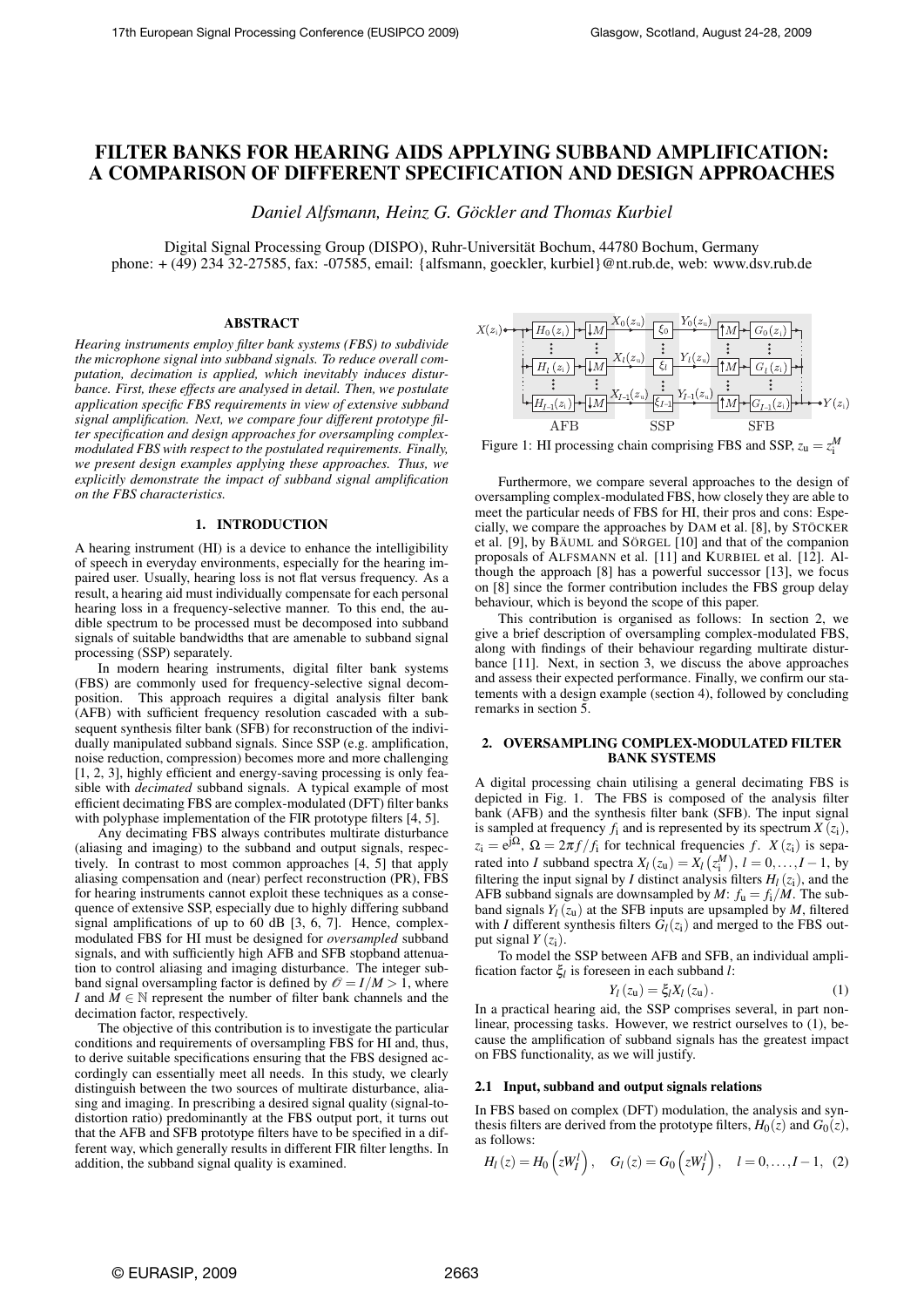# FILTER BANKS FOR HEARING AIDS APPLYING SUBBAND AMPLIFICATION: A COMPARISON OF DIFFERENT SPECIFICATION AND DESIGN APPROACHES

*Daniel Alfsmann, Heinz G. Göckler and Thomas Kurbiel*

Digital Signal Processing Group (DISPO), Ruhr-Universität Bochum, 44780 Bochum, Germany
phone: + (49) 234 32-27585, fax: -07585, email: {alfsmann, goeckler, kurbiel}@nt.rub.de, web: www.dsv.rub.de

## ABSTRACT

*Hearing instruments employ filter bank systems (FBS) to subdivide the microphone signal into subband signals. To reduce overall computation, decimation is applied, which inevitably induces disturbance. First, these effects are analysed in detail. Then, we postulate application specific FBS requirements in view of extensive subband signal amplification. Next, we compare four different prototype filter specification and design approaches for oversampling complex-modulated FBS with respect to the postulated requirements. Finally, we present design examples applying these approaches. Thus, we explicitly demonstrate the impact of subband signal amplification on the FBS characteristics.*

## 1. INTRODUCTION

A hearing instrument (HI) is a device to enhance the intelligibility of speech in everyday environments, especially for the hearing impaired user. Usually, hearing loss is not flat versus frequency. As a result, a hearing aid must individually compensate for each personal hearing loss in a frequency-selective manner. To this end, the audible spectrum to be processed must be decomposed into subband signals of suitable bandwidths that are amenable to subband signal processing (SSP) separately.

In modern hearing instruments, digital filter bank systems (FBS) are commonly used for frequency-selective signal decomposition. This approach requires a digital analysis filter bank (AFB) with sufficient frequency resolution cascaded with a subsequent synthesis filter bank (SFB) for reconstruction of the individually manipulated subband signals. Since SSP (e.g. amplification, noise reduction, compression) becomes more and more challenging [1, 2, 3], highly efficient and energy-saving processing is only feasible with *decimated* subband signals. A typical example of most efficient decimating FBS are complex-modulated (DFT) filter banks with polyphase implementation of the FIR prototype filters [4, 5].

Any decimating FBS always contributes multirate disturbance (aliasing and imaging) to the subband and output signals, respectively. In contrast to most common approaches [4, 5] that apply aliasing compensation and (near) perfect reconstruction (PR), FBS for hearing instruments cannot exploit these techniques as a consequence of extensive SSP, especially due to highly differing subband signal amplifications of up to 60 dB [3, 6, 7]. Hence, complex-modulated FBS for HI must be designed for *oversampled* subband signals, and with sufficiently high AFB and SFB stopband attenuation to control aliasing and imaging disturbance. The integer subband signal oversampling factor is defined by $\mathscr{O} = I/M > 1$, where $I$ and $M \in \mathbb{N}$ represent the number of filter bank channels and the decimation factor, respectively.

The objective of this contribution is to investigate the particular conditions and requirements of oversampling FBS for HI and, thus, to derive suitable specifications ensuring that the FBS designed accordingly can essentially meet all needs. In this study, we clearly distinguish between the two sources of multirate disturbance, aliasing and imaging. In prescribing a desired signal quality (signal-to-distortion ratio) predominantly at the FBS output port, it turns out that the AFB and SFB prototype filters have to be specified in a different way, which generally results in different FIR filter lengths. In addition, the subband signal quality is examined.

Figure 1: HI processing chain comprising FBS and SSP, $z_u = z_i^M$

Furthermore, we compare several approaches to the design of oversampling complex-modulated FBS, how closely they are able to meet the particular needs of FBS for HI, their pros and cons: Especially, we compare the approaches by DAM et al. [8], by STÖCKER et al. [9], by BÄUML and SÖRGEL [10] and that of the companion proposals of ALFSMANN et al. [11] and KURBIEL et al. [12]. Although the approach [8] has a powerful successor [13], we focus on [8] since the former contribution includes the FBS group delay behaviour, which is beyond the scope of this paper.

This contribution is organised as follows: In section 2, we give a brief description of oversampling complex-modulated FBS, along with findings of their behaviour regarding multirate disturbance [11]. Next, in section 3, we discuss the above approaches and assess their expected performance. Finally, we confirm our statements with a design example (section 4), followed by concluding remarks in section 5.

## 2. OVERSAMPLING COMPLEX-MODULATED FILTER BANK SYSTEMS

A digital processing chain utilising a general decimating FBS is depicted in Fig. 1. The FBS is composed of the analysis filter bank (AFB) and the synthesis filter bank (SFB). The input signal is sampled at frequency $f_i$ and is represented by its spectrum $X(z_i)$, $z_i = e^{j\Omega}$, $\Omega = 2\pi f/f_i$ for technical frequencies $f$. $X(z_i)$ is separated into $I$ subband spectra $X_l(z_u) = X_l(z_i^M)$, $l = 0, \ldots, I-1$, by filtering the input signal by $I$ distinct analysis filters $H_l(z_i)$, and the AFB subband signals are downsampled by $M$: $f_u = f_i/M$. The subband signals $Y_l(z_u)$ at the SFB inputs are upsampled by $M$, filtered with $I$ different synthesis filters $G_l(z_i)$ and merged to the FBS output signal $Y(z_i)$.

To model the SSP between AFB and SFB, an individual amplification factor $\xi_l$ is foreseen in each subband $l$:

$$Y_l(z_u) = \xi_l X_l(z_u). \tag{1}$$

In a practical hearing aid, the SSP comprises several, in part nonlinear, processing tasks. However, we restrict ourselves to (1), because the amplification of subband signals has the greatest impact on FBS functionality, as we will justify.

### 2.1 Input, subband and output signals relations

In FBS based on complex (DFT) modulation, the analysis and synthesis filters are derived from the prototype filters, $H_0(z)$ and $G_0(z)$, as follows:

$$H_l(z) = H_0\left(zW_I^l\right), \quad G_l(z) = G_0\left(zW_I^l\right), \quad l = 0, \ldots, I-1, \tag{2}$$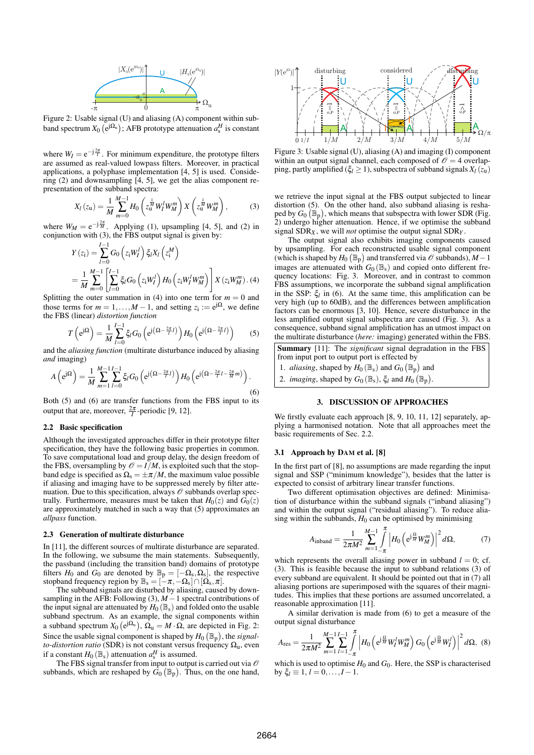Figure 2: Usable signal (U) and aliasing (A) component within subband spectrum $X_0\left(e^{j\Omega_u}\right)$; AFB prototype attenuation $a_s^H$ is constant

where $W_I = e^{-j\frac{2\pi}{I}}$. For minimum expenditure, the prototype filters are assumed as real-valued lowpass filters. Moreover, in practical applications, a polyphase implementation [4, 5] is used. Considering (2) and downsampling [4, 5], we get the alias component representation of the subband spectra:

$$X_l\left(z_u\right) = \frac{1}{M}\sum_{m=0}^{M-1} H_0\left(z_u^{\frac{1}{M}} W_I^l W_M^m\right) X\left(z_u^{\frac{1}{M}} W_M^m\right), \tag{3}$$

where $W_M = e^{-j\frac{2\pi}{M}}$. Applying (1), upsampling [4, 5], and (2) in conjunction with (3), the FBS output signal is given by:

$$\begin{aligned} Y\left(z_i\right) &= \sum_{l=0}^{I-1} G_0\left(z_i W_I^l\right) \xi_l X_l\left(z_i^M\right) \\ &= \frac{1}{M}\sum_{m=0}^{M-1}\left[\sum_{l=0}^{I-1} \xi_l G_0\left(z_i W_I^l\right) H_0\left(z_i W_I^l W_M^m\right)\right] X\left(z_i W_M^m\right). \end{aligned} \tag{4}$$

Splitting the outer summation in (4) into one term for $m = 0$ and those terms for $m = 1, \ldots, M-1$, and setting $z_i := e^{j\Omega}$, we define the FBS (linear) *distortion function*

$$T\left(e^{j\Omega}\right) = \frac{1}{M}\sum_{l=0}^{I-1} \xi_l G_0\left(e^{j\left(\Omega - \frac{2\pi}{I}l\right)}\right) H_0\left(e^{j\left(\Omega - \frac{2\pi}{I}l\right)}\right) \tag{5}$$

and the *aliasing function* (multirate disturbance induced by aliasing *and* imaging)

$$A\left(e^{j\Omega}\right) = \frac{1}{M}\sum_{m=1}^{M-1}\sum_{l=0}^{I-1} \xi_l G_0\left(e^{j\left(\Omega - \frac{2\pi}{I}l\right)}\right) H_0\left(e^{j\left(\Omega - \frac{2\pi}{I}l - \frac{2\pi}{M}m\right)}\right). \tag{6}$$

Both (5) and (6) are transfer functions from the FBS input to its output that are, moreover, $\frac{2\pi}{I}$-periodic [9, 12].

### 2.2 Basic specification

Although the investigated approaches differ in their prototype filter specification, they have the following basic properties in common. To save computational load and group delay, the design freedom of the FBS, oversampling by $\mathscr{O} = I/M$, is exploited such that the stopband edge is specified as $\Omega_s = \pm\pi/M$, the maximum value possible if aliasing and imaging have to be suppressed merely by filter attenuation. Due to this specification, always $\mathscr{O}$ subbands overlap spectrally. Furthermore, measures must be taken that $H_0(z)$ and $G_0(z)$ are approximately matched in such a way that (5) approximates an *allpass* function.

### 2.3 Generation of multirate disturbance

In [11], the different sources of multirate disturbance are separated. In the following, we subsume the main statements. Subsequently, the passband (including the transition band) domains of prototype filters $H_0$ and $G_0$ are denoted by $\mathbb{B}_p = [-\Omega_s, \Omega_s]$, the respective stopband frequency region by $\mathbb{B}_s = [-\pi, -\Omega_s] \cap [\Omega_s, \pi]$.

The subband signals are disturbed by aliasing, caused by downsampling in the AFB: Following (3), $M-1$ spectral contributions of the input signal are attenuated by $H_0\left(\mathbb{B}_s\right)$ and folded onto the usable subband spectrum. As an example, the signal components within a subband spectrum $X_0\left(e^{j\Omega_u}\right)$, $\Omega_u = M \cdot \Omega$, are depicted in Fig. 2: Since the usable signal component is shaped by $H_0\left(\mathbb{B}_p\right)$, the *signal-to-distortion ratio* (SDR) is not constant versus frequency $\Omega_u$, even if a constant $H_0\left(\mathbb{B}_s\right)$ attenuation $a_s^H$ is assumed.

The FBS signal transfer from input to output is carried out via $\mathscr{O}$ subbands, which are reshaped by $G_0\left(\mathbb{B}_p\right)$. Thus, on the one hand,

Figure 3: Usable signal (U), aliasing (A) and imaging (I) component within an output signal channel, each composed of $\mathscr{O} = 4$ overlapping, partly amplified ($\xi_l \geq 1$), subspectra of subband signals $X_l\left(z_u\right)$

we retrieve the input signal at the FBS output subjected to linear distortion (5). On the other hand, also subband aliasing is reshaped by $G_0\left(\mathbb{B}_p\right)$, which means that subspectra with lower SDR (Fig. 2) undergo higher attenuation. Hence, if we optimise the subband signal $\mathrm{SDR}_X$, we will *not* optimise the output signal $\mathrm{SDR}_Y$.

The output signal also exhibits imaging components caused by upsampling. For each reconstructed usable signal component (which is shaped by $H_0\left(\mathbb{B}_p\right)$ and transferred via $\mathscr{O}$ subbands), $M-1$ images are attenuated with $G_0\left(\mathbb{B}_s\right)$ and copied onto different frequency locations: Fig. 3. Moreover, and in contrast to common FBS assumptions, we incorporate the subband signal amplification in the SSP: $\xi_l$ in (6). At the same time, this amplification can be very high (up to 60dB), and the differences between amplification factors can be enormous [3, 10]. Hence, severe disturbance in the less amplified output signal subspectra are caused (Fig. 3). As a consequence, subband signal amplification has an utmost impact on the multirate disturbance (*here:* imaging) generated within the FBS.

> **Summary** [11]: The *significant* signal degradation in the FBS from input port to output port is effected by
> 1. *aliasing*, shaped by $H_0\left(\mathbb{B}_s\right)$ and $G_0\left(\mathbb{B}_p\right)$ and
> 2. *imaging*, shaped by $G_0\left(\mathbb{B}_s\right)$, $\xi_l$ and $H_0\left(\mathbb{B}_p\right)$.

## 3. DISCUSSION OF APPROACHES

We firstly evaluate each approach [8, 9, 10, 11, 12] separately, applying a harmonised notation. Note that all approaches meet the basic requirements of Sec. 2.2.

### 3.1 Approach by Dam et al. [8]

In the first part of [8], no assumptions are made regarding the input signal and SSP ("minimum knowledge"), besides that the latter is expected to consist of arbitrary linear transfer functions.

Two different optimisation objectives are defined: Minimisation of disturbance within the subband signals ("inband aliasing") and within the output signal ("residual aliasing"). To reduce aliasing within the subbands, $H_0$ can be optimised by minimising

$$A_{\text{inband}} = \frac{1}{2\pi M^2}\sum_{m=1}^{M-1}\int_{-\pi}^{\pi}\left|H_0\left(e^{j\frac{\Omega}{M}} W_M^m\right)\right|^2 d\Omega, \tag{7}$$

which represents the overall aliasing power in subband $l = 0$; cf. (3). This is feasible because the input to subband relations (3) of every subband are equivalent. It should be pointed out that in (7) all aliasing portions are superimposed with the squares of their magnitudes. This implies that these portions are assumed uncorrelated, a reasonable approximation [11].

A similar derivation is made from (6) to get a measure of the output signal disturbance

$$A_{\text{res}} = \frac{1}{2\pi M^2}\sum_{m=1}^{M-1}\sum_{l=1}^{I-1}\int_{-\pi}^{\pi}\left|H_0\left(e^{j\frac{\Omega}{M}} W_I^l W_M^m\right) G_0\left(e^{j\frac{\Omega}{M}} W_I^l\right)\right|^2 d\Omega, \tag{8}$$

which is used to optimise $H_0$ and $G_0$. Here, the SSP is characterised by $\xi_l \equiv 1$, $l = 0, \ldots, I-1$.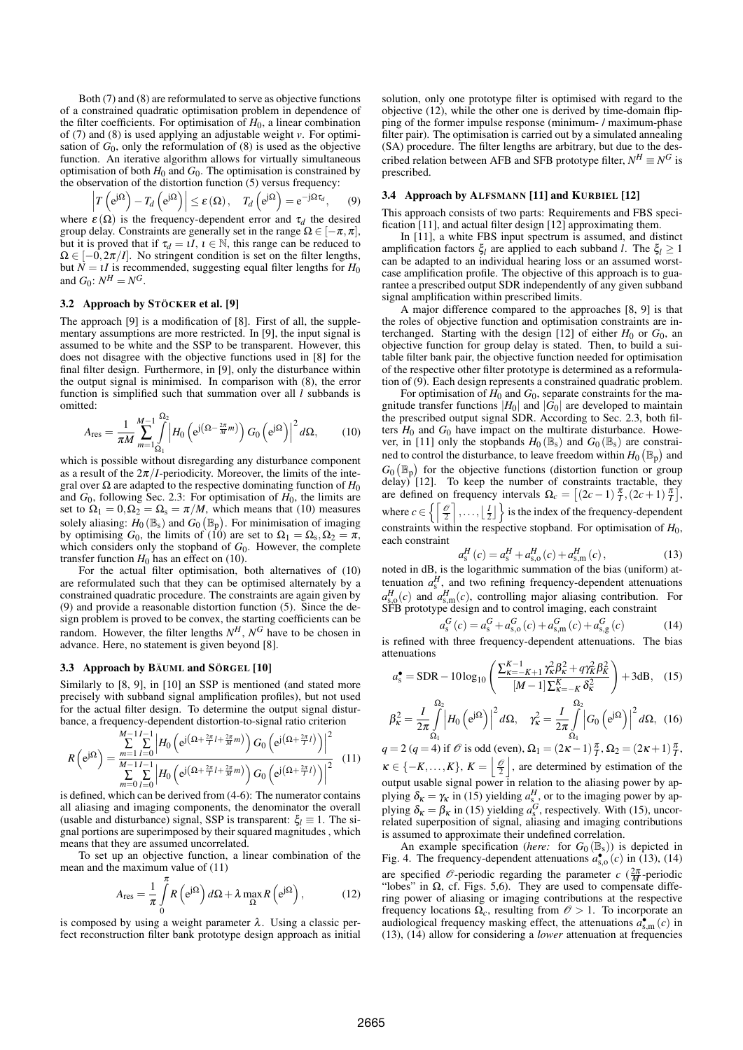Both (7) and (8) are reformulated to serve as objective functions of a constrained quadratic optimisation problem in dependence of the filter coefficients. For optimisation of $H_0$, a linear combination of (7) and (8) is used applying an adjustable weight $v$. For optimisation of $G_0$, only the reformulation of (8) is used as the objective function. An iterative algorithm allows for virtually simultaneous optimisation of both $H_0$ and $G_0$. The optimisation is constrained by the observation of the distortion function (5) versus frequency:

$$\left|T\left(e^{j\Omega}\right)-T_d\left(e^{j\Omega}\right)\right| \leq \varepsilon(\Omega), \quad T_d\left(e^{j\Omega}\right)=e^{-j\Omega\tau_d}, \tag{9}$$

where $\varepsilon(\Omega)$ is the frequency-dependent error and $\tau_d$ the desired group delay. Constraints are generally set in the range $\Omega \in [-\pi,\pi]$, but it is proved that if $\tau_d = \iota I$, $\iota \in \mathbb{N}$, this range can be reduced to $\Omega \in [-0, 2\pi/I]$. No stringent condition is set on the filter lengths, but $N = \iota I$ is recommended, suggesting equal filter lengths for $H_0$ and $G_0$: $N^H = N^G$.

### 3.2 Approach by STÖCKER et al. [9]

The approach [9] is a modification of [8]. First of all, the supplementary assumptions are more restricted. In [9], the input signal is assumed to be white and the SSP to be transparent. However, this does not disagree with the objective functions used in [8] for the final filter design. Furthermore, in [9], only the disturbance within the output signal is minimised. In comparison with (8), the error function is simplified such that summation over all $l$ subbands is omitted:

$$A_{\text{res}} = \frac{1}{\pi M}\sum_{m=1}^{M-1}\int_{\Omega_1}^{\Omega_2}\left|H_0\left(e^{j\left(\Omega-\frac{2\pi}{M}m\right)}\right)G_0\left(e^{j\Omega}\right)\right|^2 d\Omega, \tag{10}$$

which is possible without disregarding any disturbance component as a result of the $2\pi/I$-periodicity. Moreover, the limits of the integral over $\Omega$ are adapted to the respective dominating function of $H_0$ and $G_0$, following Sec. 2.3: For optimisation of $H_0$, the limits are set to $\Omega_1 = 0, \Omega_2 = \Omega_s = \pi/M$, which means that (10) measures solely aliasing: $H_0(\mathbb{B}_s)$ and $G_0(\mathbb{B}_p)$. For minimisation of imaging by optimising $G_0$, the limits of (10) are set to $\Omega_1 = \Omega_s, \Omega_2 = \pi$, which considers only the stopband of $G_0$. However, the complete transfer function $H_0$ has an effect on (10).

For the actual filter optimisation, both alternatives of (10) are reformulated such that they can be optimised alternately by a constrained quadratic procedure. The constraints are again given by (9) and provide a reasonable distortion function (5). Since the design problem is proved to be convex, the starting coefficients can be random. However, the filter lengths $N^H, N^G$ have to be chosen in advance. Here, no statement is given beyond [8].

### 3.3 Approach by BÄUML and SÖRGEL [10]

Similarly to [8, 9], in [10] an SSP is mentioned (and stated more precisely with subband signal amplification profiles), but not used for the actual filter design. To determine the output signal disturbance, a frequency-dependent distortion-to-signal ratio criterion

$$R\left(e^{j\Omega}\right) = \frac{\sum\limits_{m=1}^{M-1}\sum\limits_{l=0}^{I-1}\left|H_0\left(e^{j\left(\Omega+\frac{2\pi}{I}l+\frac{2\pi}{M}m\right)}\right)G_0\left(e^{j\left(\Omega+\frac{2\pi}{I}l\right)}\right)\right|^2}{\sum\limits_{m=0}^{M-1}\sum\limits_{l=0}^{I-1}\left|H_0\left(e^{j\left(\Omega+\frac{2\pi}{I}l+\frac{2\pi}{M}m\right)}\right)G_0\left(e^{j\left(\Omega+\frac{2\pi}{I}l\right)}\right)\right|^2} \tag{11}$$

is defined, which can be derived from (4-6): The numerator contains all aliasing and imaging components, the denominator the overall (usable and disturbance) signal, SSP is transparent: $\xi_l \equiv 1$. The signal portions are superimposed by their squared magnitudes , which means that they are assumed uncorrelated.

To set up an objective function, a linear combination of the mean and the maximum value of (11)

$$A_{\text{res}} = \frac{1}{\pi}\int_0^{\pi} R\left(e^{j\Omega}\right)d\Omega + \lambda \max_{\Omega} R\left(e^{j\Omega}\right), \tag{12}$$

is composed by using a weight parameter $\lambda$. Using a classic perfect reconstruction filter bank prototype design approach as initial solution, only one prototype filter is optimised with regard to the objective (12), while the other one is derived by time-domain flipping of the former impulse response (minimum- / maximum-phase filter pair). The optimisation is carried out by a simulated annealing (SA) procedure. The filter lengths are arbitrary, but due to the described relation between AFB and SFB prototype filter, $N^H \equiv N^G$ is prescribed.

### 3.4 Approach by ALFSMANN [11] and KURBIEL [12]

This approach consists of two parts: Requirements and FBS specification [11], and actual filter design [12] approximating them.

In [11], a white FBS input spectrum is assumed, and distinct amplification factors $\xi_l$ are applied to each subband $l$. The $\xi_l \geq 1$ can be adapted to an individual hearing loss or an assumed worst-case amplification profile. The objective of this approach is to guarantee a prescribed output SDR independently of any given subband signal amplification within prescribed limits.

A major difference compared to the approaches [8, 9] is that the roles of objective function and optimisation constraints are interchanged. Starting with the design [12] of either $H_0$ or $G_0$, an objective function for group delay is stated. Then, to build a suitable filter bank pair, the objective function needed for optimisation of the respective other filter prototype is determined as a reformulation of (9). Each design represents a constrained quadratic problem.

For optimisation of $H_0$ and $G_0$, separate constraints for the magnitude transfer functions $|H_0|$ and $|G_0|$ are developed to maintain the prescribed output signal SDR. According to Sec. 2.3, both filters $H_0$ and $G_0$ have impact on the multirate disturbance. However, in [11] only the stopbands $H_0(\mathbb{B}_s)$ and $G_0(\mathbb{B}_s)$ are constrained to control the disturbance, to leave freedom within $H_0(\mathbb{B}_p)$ and $G_0(\mathbb{B}_p)$ for the objective functions (distortion function or group delay) [12]. To keep the number of constraints tractable, they are defined on frequency intervals $\Omega_c = \left[(2c-1)\frac{\pi}{I},(2c+1)\frac{\pi}{I}\right]$, where $c \in \left\{\left\lceil\frac{\mathscr{O}}{2}\right\rceil,\ldots,\left\lfloor\frac{I}{2}\right\rfloor\right\}$ is the index of the frequency-dependent constraints within the respective stopband. For optimisation of $H_0$, each constraint

$$a_s^H(c) = a_s^H + a_{s,o}^H(c) + a_{s,m}^H(c), \tag{13}$$

noted in dB, is the logarithmic summation of the bias (uniform) attenuation $a_s^H$, and two refining frequency-dependent attenuations $a_{s,o}^H(c)$ and $a_{s,m}^H(c)$, controlling major aliasing contribution. For SFB prototype design and to control imaging, each constraint

$$a_s^G(c) = a_s^G + a_{s,o}^G(c) + a_{s,m}^G(c) + a_{s,g}^G(c) \tag{14}$$

is refined with three frequency-dependent attenuations. The bias attenuations

$$a_s^\bullet = \text{SDR} - 10\log_{10}\left(\frac{\sum_{\kappa=-K+1}^{K-1}\gamma_\kappa^2\beta_\kappa^2 + q\gamma_K^2\beta_K^2}{[M-1]\sum_{\kappa=-K}^{K}\delta_\kappa^2}\right) + 3\text{dB}, \tag{15}$$

$$\beta_\kappa^2 = \frac{I}{2\pi}\int_{\Omega_1}^{\Omega_2}\left|H_0\left(e^{j\Omega}\right)\right|^2 d\Omega, \quad \gamma_\kappa^2 = \frac{I}{2\pi}\int_{\Omega_1}^{\Omega_2}\left|G_0\left(e^{j\Omega}\right)\right|^2 d\Omega, \tag{16}$$

$q = 2$ ($q = 4$) if $\mathscr{O}$ is odd (even), $\Omega_1 = (2\kappa-1)\frac{\pi}{I}$, $\Omega_2 = (2\kappa+1)\frac{\pi}{I}$, $\kappa \in \{-K,\ldots,K\}$, $K = \left\lfloor\frac{\mathscr{O}}{2}\right\rfloor$, are determined by estimation of the output usable signal power in relation to the aliasing power by applying $\delta_\kappa = \gamma_\kappa$ in (15) yielding $a_s^H$, or to the imaging power by applying $\delta_\kappa = \beta_\kappa$ in (15) yielding $a_s^G$, respectively. With (15), uncorrelated superposition of signal, aliasing and imaging contributions is assumed to approximate their undefined correlation.

An example specification (*here:* for $G_0(\mathbb{B}_s)$) is depicted in Fig. 4. The frequency-dependent attenuations $a_{s,o}^\bullet(c)$ in (13), (14) are specified $\mathscr{O}$-periodic regarding the parameter $c$ ($\frac{2\pi}{M}$-periodic "lobes" in $\Omega$, cf. Figs. 5,6). They are used to compensate differing power of aliasing or imaging contributions at the respective frequency locations $\Omega_c$, resulting from $\mathscr{O} > 1$. To incorporate an audiological frequency masking effect, the attenuations $a_{s,m}^\bullet(c)$ in (13), (14) allow for considering a *lower* attenuation at frequencies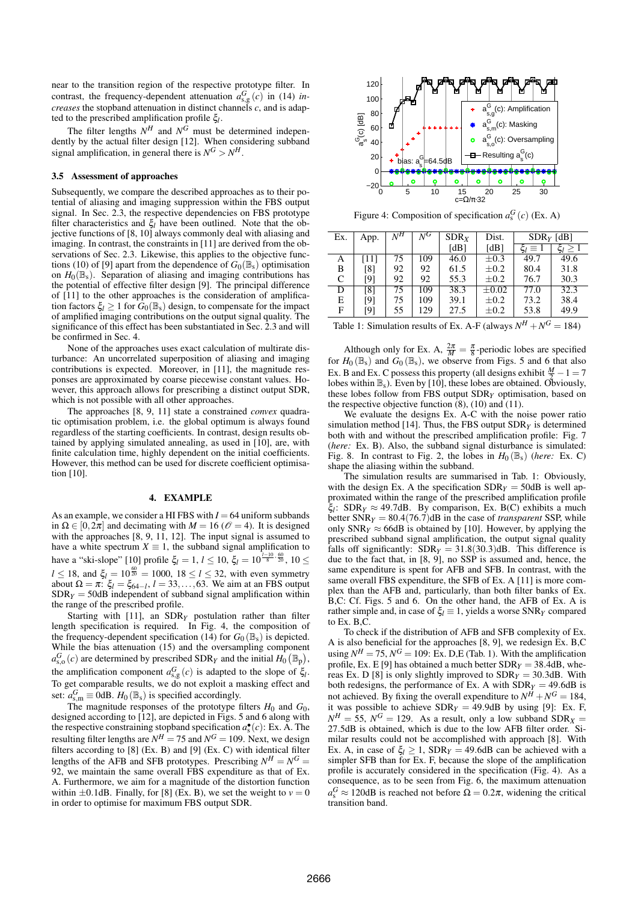near to the transition region of the respective prototype filter. In contrast, the frequency-dependent attenuation $a^G_{s,g}(c)$ in (14) *increases* the stopband attenuation in distinct channels $c$, and is adapted to the prescribed amplification profile $\xi_l$.

The filter lengths $N^H$ and $N^G$ must be determined independently by the actual filter design [12]. When considering subband signal amplification, in general there is $N^G > N^H$.

### 3.5 Assessment of approaches

Subsequently, we compare the described approaches as to their potential of aliasing and imaging suppression within the FBS output signal. In Sec. 2.3, the respective dependencies on FBS prototype filter characteristics and $\xi_l$ have been outlined. Note that the objective functions of [8, 10] always commonly deal with aliasing and imaging. In contrast, the constraints in [11] are derived from the observations of Sec. 2.3. Likewise, this applies to the objective functions (10) of [9] apart from the dependence of $G_0(\mathbb{B}_s)$ optimisation on $H_0(\mathbb{B}_s)$. Separation of aliasing and imaging contributions has the potential of effective filter design [9]. The principal difference of [11] to the other approaches is the consideration of amplification factors $\xi_l \geq 1$ for $G_0(\mathbb{B}_s)$ design, to compensate for the impact of amplified imaging contributions on the output signal quality. The significance of this effect has been substantiated in Sec. 2.3 and will be confirmed in Sec. 4.

None of the approaches uses exact calculation of multirate disturbance: An uncorrelated superposition of aliasing and imaging contributions is expected. Moreover, in [11], the magnitude responses are approximated by coarse piecewise constant values. However, this approach allows for prescribing a distinct output SDR, which is not possible with all other approaches.

The approaches [8, 9, 11] state a constrained *convex* quadratic optimisation problem, i.e. the global optimum is always found regardless of the starting coefficients. In contrast, design results obtained by applying simulated annealing, as used in [10], are, with finite calculation time, highly dependent on the initial coefficients. However, this method can be used for discrete coefficient optimisation [10].

## 4. EXAMPLE

As an example, we consider a HI FBS with $I = 64$ uniform subbands in $\Omega \in [0, 2\pi]$ and decimating with $M = 16$ ($\mathscr{O} = 4$). It is designed with the approaches [8, 9, 11, 12]. The input signal is assumed to have a white spectrum $X \equiv 1$, the subband signal amplification to have a "ski-slope" [10] profile $\xi_l = 1$, $l \leq 10$, $\xi_l = 10^{\frac{l-10}{8} \cdot \frac{60}{20}}$, $10 \leq l \leq 18$, and $\xi_l = 10^{\frac{60}{20}} = 1000$, $18 \leq l \leq 32$, with even symmetry about $\Omega = \pi$: $\xi_l = \xi_{64-l}$, $l = 33, \ldots, 63$. We aim at an FBS output $\text{SDR}_Y = 50\text{dB}$ independent of subband signal amplification within the range of the prescribed profile.

Starting with [11], an $\text{SDR}_Y$ postulation rather than filter length specification is required. In Fig. 4, the composition of the frequency-dependent specification (14) for $G_0(\mathbb{B}_s)$ is depicted. While the bias attenuation (15) and the oversampling component $a^G_{s,o}(c)$ are determined by prescribed $\text{SDR}_Y$ and the initial $H_0(\mathbb{B}_p)$, the amplification component $a^G_{s,g}(c)$ is adapted to the slope of $\xi_l$. To get comparable results, we do not exploit a masking effect and set: $a^G_{s,m} \equiv 0\text{dB}$. $H_0(\mathbb{B}_s)$ is specified accordingly.

The magnitude responses of the prototype filters $H_0$ and $G_0$, designed according to [12], are depicted in Figs. 5 and 6 along with the respective constraining stopband specification $a^\bullet_s(c)$: Ex. A. The resulting filter lengths are $N^H = 75$ and $N^G = 109$. Next, we design filters according to [8] (Ex. B) and [9] (Ex. C) with identical filter lengths of the AFB and SFB prototypes. Prescribing $N^H = N^G = 92$, we maintain the same overall FBS expenditure as that of Ex. A. Furthermore, we aim for a magnitude of the distortion function within $\pm 0.1\text{dB}$. Finally, for [8] (Ex. B), we set the weight to $v = 0$ in order to optimise for maximum FBS output SDR.

Figure 4: Composition of specification $a^G_s(c)$ (Ex. A)

| Ex. | App. | $N^H$ | $N^G$ | $\text{SDR}_X$ [dB] | Dist. [dB] | $\text{SDR}_Y$ [dB] $\xi_l \equiv 1$ | $\text{SDR}_Y$ [dB] $\xi_l \geq 1$ |
|---|---|---|---|---|---|---|---|
| A | [11] | 75 | 109 | 46.0 | $\pm 0.3$ | 49.7 | 49.6 |
| B | [8] | 92 | 92 | 61.5 | $\pm 0.2$ | 80.4 | 31.8 |
| C | [9] | 92 | 92 | 55.3 | $\pm 0.2$ | 76.7 | 30.3 |
| D | [8] | 75 | 109 | 38.3 | $\pm 0.02$ | 77.0 | 32.3 |
| E | [9] | 75 | 109 | 39.1 | $\pm 0.2$ | 73.2 | 38.4 |
| F | [9] | 55 | 129 | 27.5 | $\pm 0.2$ | 53.8 | 49.9 |

Table 1: Simulation results of Ex. A-F (always $N^H + N^G = 184$)

Although only for Ex. A, $\frac{2\pi}{M} = \frac{\pi}{8}$-periodic lobes are specified for $H_0(\mathbb{B}_s)$ and $G_0(\mathbb{B}_s)$, we observe from Figs. 5 and 6 that also Ex. B and Ex. C possess this property (all designs exhibit $\frac{M}{2} - 1 = 7$ lobes within $\mathbb{B}_s$). Even by [10], these lobes are obtained. Obviously, these lobes follow from FBS output $\text{SDR}_Y$ optimisation, based on the respective objective function (8), (10) and (11).

We evaluate the designs Ex. A-C with the noise power ratio simulation method [14]. Thus, the FBS output $\text{SDR}_Y$ is determined both with and without the prescribed amplification profile: Fig. 7 (*here:* Ex. B). Also, the subband signal disturbance is simulated: Fig. 8. In contrast to Fig. 2, the lobes in $H_0(\mathbb{B}_s)$ (*here:* Ex. C) shape the aliasing within the subband.

The simulation results are summarised in Tab. 1: Obviously, with the design Ex. A the specification $\text{SDR}_Y = 50\text{dB}$ is well approximated within the range of the prescribed amplification profile $\xi_l$: $\text{SDR}_Y \approx 49.7\text{dB}$. By comparison, Ex. B(C) exhibits a much better $\text{SNR}_Y = 80.4(76.7)\text{dB}$ in the case of *transparent* SSP, while only $\text{SNR}_Y \approx 66\text{dB}$ is obtained by [10]. However, by applying the prescribed subband signal amplification, the output signal quality falls off significantly: $\text{SDR}_Y = 31.8(30.3)\text{dB}$. This difference is due to the fact that, in [8, 9], no SSP is assumed and, hence, the same expenditure is spent for AFB and SFB. In contrast, with the same overall FBS expenditure, the SFB of Ex. A [11] is more complex than the AFB and, particularly, than both filter banks of Ex. B,C: Cf. Figs. 5 and 6. On the other hand, the AFB of Ex. A is rather simple and, in case of $\xi_l \equiv 1$, yields a worse $\text{SNR}_Y$ compared to Ex. B,C.

To check if the distribution of AFB and SFB complexity of Ex. A is also beneficial for the approaches [8, 9], we redesign Ex. B,C using $N^H = 75$, $N^G = 109$: Ex. D,E (Tab. 1). With the amplification profile, Ex. E [9] has obtained a much better $\text{SDR}_Y = 38.4\text{dB}$, whereas Ex. D [8] is only slightly improved to $\text{SDR}_Y = 30.3\text{dB}$. With both redesigns, the performance of Ex. A with $\text{SDR}_Y = 49.6\text{dB}$ is not achieved. By fixing the overall expenditure to $N^H + N^G = 184$, it was possible to achieve $\text{SDR}_Y = 49.9\text{dB}$ by using [9]: Ex. F, $N^H = 55$, $N^G = 129$. As a result, only a low subband $\text{SDR}_X = 27.5\text{dB}$ is obtained, which is due to the low AFB filter order. Similar results could not be accomplished with approach [8]. With Ex. A, in case of $\xi_l \geq 1$, $\text{SDR}_Y = 49.6\text{dB}$ can be achieved with a simpler SFB than for Ex. F, because the slope of the amplification profile is accurately considered in the specification (Fig. 4). As a consequence, as to be seen from Fig. 6, the maximum attenuation $a^G_s \approx 120\text{dB}$ is reached not before $\Omega = 0.2\pi$, widening the critical transition band.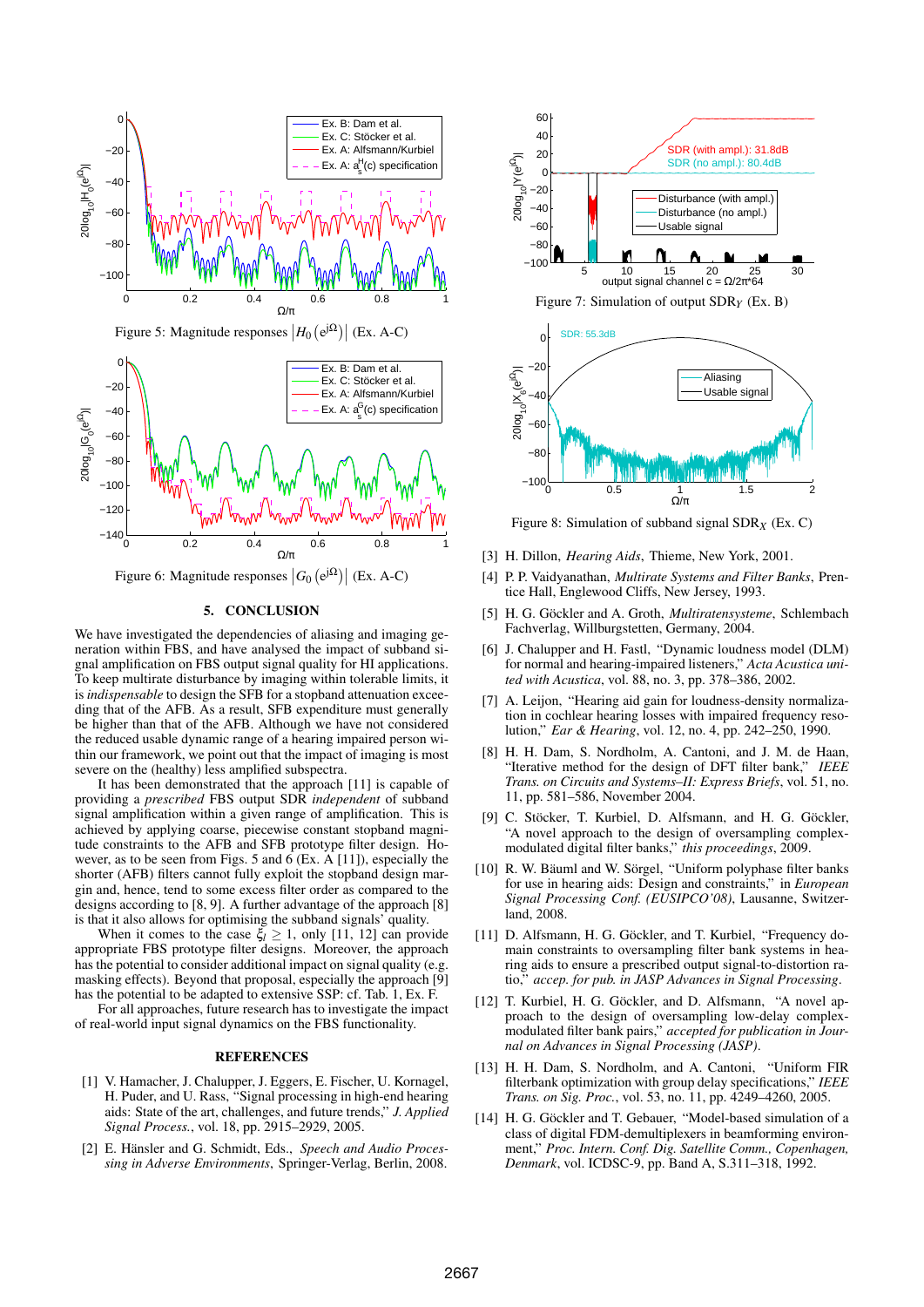Ex. B: Dam et al.
Ex. C: Stöcker et al.
Ex. A: Alfsmann/Kurbiel
Ex. A: $a_s^H(c)$ specification

$20\log_{10}|H_0(e^{j\Omega})|$

$\Omega/\pi$

Figure 5: Magnitude responses $\left|H_0\left(e^{j\Omega}\right)\right|$ (Ex. A-C)

Ex. B: Dam et al.
Ex. C: Stöcker et al.
Ex. A: Alfsmann/Kurbiel
Ex. A: $a_s^G(c)$ specification

$20\log_{10}|G_0(e^{j\Omega})|$

$\Omega/\pi$

Figure 6: Magnitude responses $\left|G_0\left(e^{j\Omega}\right)\right|$ (Ex. A-C)

SDR (with ampl.): 31.8dB
SDR (no ampl.): 80.4dB
Disturbance (with ampl.)
Disturbance (no ampl.)
Usable signal

$20\log_{10}|Y(e^{j\Omega})|$

output signal channel c = Ω/2π*64

Figure 7: Simulation of output $\text{SDR}_Y$ (Ex. B)

SDR: 55.3dB
Aliasing
Usable signal

$20\log_{10}|X_c(e^{j\Omega})|$

$\Omega/\pi$

Figure 8: Simulation of subband signal $\text{SDR}_X$ (Ex. C)

## 5. CONCLUSION

We have investigated the dependencies of aliasing and imaging generation within FBS, and have analysed the impact of subband signal amplification on FBS output signal quality for HI applications. To keep multirate disturbance by imaging within tolerable limits, it is *indispensable* to design the SFB for a stopband attenuation exceeding that of the AFB. As a result, SFB expenditure must generally be higher than that of the AFB. Although we have not considered the reduced usable dynamic range of a hearing impaired person within our framework, we point out that the impact of imaging is most severe on the (healthy) less amplified subspectra.

It has been demonstrated that the approach [11] is capable of providing a *prescribed* FBS output SDR *independent* of subband signal amplification within a given range of amplification. This is achieved by applying coarse, piecewise constant stopband magnitude constraints to the AFB and SFB prototype filter design. However, as to be seen from Figs. 5 and 6 (Ex. A [11]), especially the shorter (AFB) filters cannot fully exploit the stopband design margin and, hence, tend to some excess filter order as compared to the designs according to [8, 9]. A further advantage of the approach [8] is that it also allows for optimising the subband signals' quality.

When it comes to the case $\xi_l \geq 1$, only [11, 12] can provide appropriate FBS prototype filter designs. Moreover, the approach has the potential to consider additional impact on signal quality (e.g. masking effects). Beyond that proposal, especially the approach [9] has the potential to be adapted to extensive SSP: cf. Tab. 1, Ex. F.

For all approaches, future research has to investigate the impact of real-world input signal dynamics on the FBS functionality.

## REFERENCES

[1] V. Hamacher, J. Chalupper, J. Eggers, E. Fischer, U. Kornagel, H. Puder, and U. Rass, "Signal processing in high-end hearing aids: State of the art, challenges, and future trends," *J. Applied Signal Process.*, vol. 18, pp. 2915–2929, 2005.

[2] E. Hänsler and G. Schmidt, Eds., *Speech and Audio Processing in Adverse Environments*, Springer-Verlag, Berlin, 2008.

[3] H. Dillon, *Hearing Aids*, Thieme, New York, 2001.

[4] P. P. Vaidyanathan, *Multirate Systems and Filter Banks*, Prentice Hall, Englewood Cliffs, New Jersey, 1993.

[5] H. G. Göckler and A. Groth, *Multiratensysteme*, Schlembach Fachverlag, Wilburgstetten, Germany, 2004.

[6] J. Chalupper and H. Fastl, "Dynamic loudness model (DLM) for normal and hearing-impaired listeners," *Acta Acustica united with Acustica*, vol. 88, no. 3, pp. 378–386, 2002.

[7] A. Leijon, "Hearing aid gain for loudness-density normalization in cochlear hearing losses with impaired frequency resolution," *Ear & Hearing*, vol. 12, no. 4, pp. 242–250, 1990.

[8] H. H. Dam, S. Nordholm, A. Cantoni, and J. M. de Haan, "Iterative method for the design of DFT filter bank," *IEEE Trans. on Circuits and Systems–II: Express Briefs*, vol. 51, no. 11, pp. 581–586, November 2004.

[9] C. Stöcker, T. Kurbiel, D. Alfsmann, and H. G. Göckler, "A novel approach to the design of oversampling complex-modulated digital filter banks," *this proceedings*, 2009.

[10] R. W. Bäuml and W. Sörgel, "Uniform polyphase filter banks for use in hearing aids: Design and constraints," in *European Signal Processing Conf. (EUSIPCO'08)*, Lausanne, Switzerland, 2008.

[11] D. Alfsmann, H. G. Göckler, and T. Kurbiel, "Frequency domain constraints to oversampling filter bank systems in hearing aids to ensure a prescribed output signal-to-distortion ratio," *accep. for pub. in JASP Advances in Signal Processing*.

[12] T. Kurbiel, H. G. Göckler, and D. Alfsmann, "A novel approach to the design of oversampling low-delay complex-modulated filter bank pairs," *accepted for publication in Journal on Advances in Signal Processing (JASP)*.

[13] H. H. Dam, S. Nordholm, and A. Cantoni, "Uniform FIR filterbank optimization with group delay specifications," *IEEE Trans. on Sig. Proc.*, vol. 53, no. 11, pp. 4249–4260, 2005.

[14] H. G. Göckler and T. Gebauer, "Model-based simulation of a class of digital FDM-demultiplexers in beamforming environment," *Proc. Intern. Conf. Dig. Satellite Comm., Copenhagen, Denmark*, vol. ICDSC-9, pp. Band A, S.311–318, 1992.